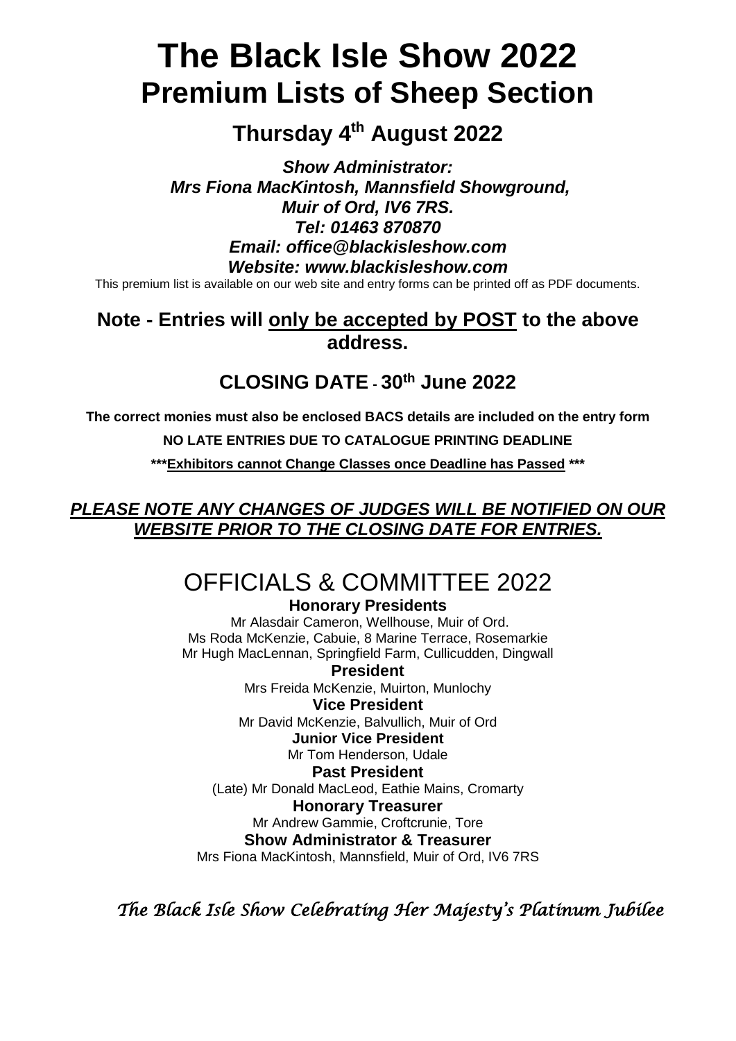# The Black Isle Show 2022
# Premium Lists of Sheep Section

## Thursday 4th August 2022

***Show Administrator:***
***Mrs Fiona MacKintosh, Mannsfield Showground,***
***Muir of Ord, IV6 7RS.***
***Tel: 01463 870870***
***Email: office@blackisleshow.com***
***Website: www.blackisleshow.com***

This premium list is available on our web site and entry forms can be printed off as PDF documents.

## Note - Entries will only be accepted by POST to the above address.

## CLOSING DATE - 30th June 2022

**The correct monies must also be enclosed BACS details are included on the entry form**

**NO LATE ENTRIES DUE TO CATALOGUE PRINTING DEADLINE**

**\*\*\*Exhibitors cannot Change Classes once Deadline has Passed \*\*\***

***PLEASE NOTE ANY CHANGES OF JUDGES WILL BE NOTIFIED ON OUR WEBSITE PRIOR TO THE CLOSING DATE FOR ENTRIES.***

# OFFICIALS & COMMITTEE 2022

**Honorary Presidents**
Mr Alasdair Cameron, Wellhouse, Muir of Ord.
Ms Roda McKenzie, Cabuie, 8 Marine Terrace, Rosemarkie
Mr Hugh MacLennan, Springfield Farm, Cullicudden, Dingwall

**President**
Mrs Freida McKenzie, Muirton, Munlochy

**Vice President**
Mr David McKenzie, Balvullich, Muir of Ord

**Junior Vice President**
Mr Tom Henderson, Udale

**Past President**
(Late) Mr Donald MacLeod, Eathie Mains, Cromarty

**Honorary Treasurer**
Mr Andrew Gammie, Croftcrunie, Tore

**Show Administrator & Treasurer**
Mrs Fiona MacKintosh, Mannsfield, Muir of Ord, IV6 7RS

*The Black Isle Show Celebrating Her Majesty's Platinum Jubilee*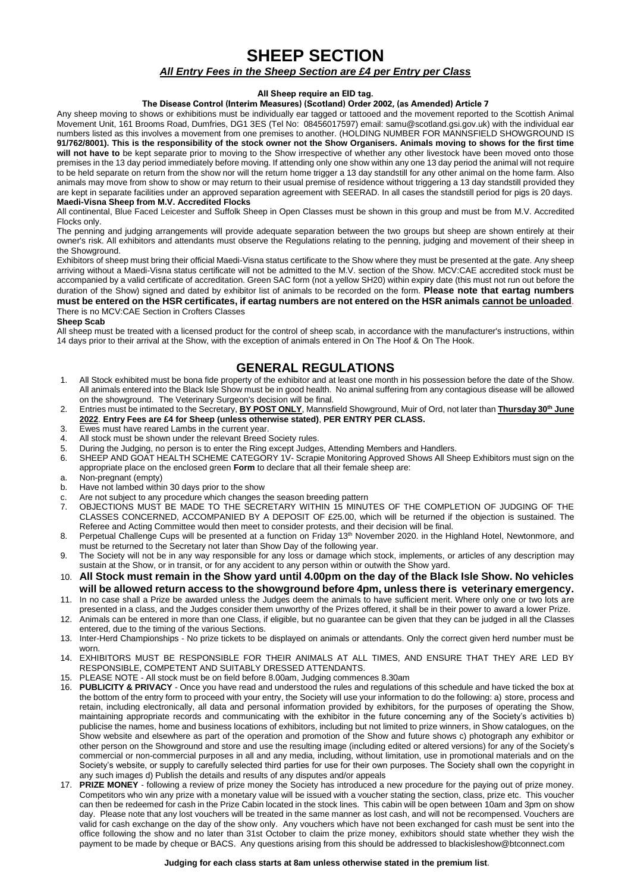# SHEEP SECTION

***All Entry Fees in the Sheep Section are £4 per Entry per Class***

**All Sheep require an EID tag.**

**The Disease Control (Interim Measures) (Scotland) Order 2002, (as Amended) Article 7**

Any sheep moving to shows or exhibitions must be individually ear tagged or tattooed and the movement reported to the Scottish Animal Movement Unit, 161 Brooms Road, Dumfries, DG1 3ES (Tel No: 08456017597) email: samu@scotland.gsi.gov.uk) with the individual ear numbers listed as this involves a movement from one premises to another. (HOLDING NUMBER FOR MANNSFIELD SHOWGROUND IS **91/762/8001). This is the responsibility of the stock owner not the Show Organisers. Animals moving to shows for the first time will not have to** be kept separate prior to moving to the Show irrespective of whether any other livestock have been moved onto those premises in the 13 day period immediately before moving. If attending only one show within any one 13 day period the animal will not require to be held separate on return from the show nor will the return home trigger a 13 day standstill for any other animal on the home farm. Also animals may move from show to show or may return to their usual premise of residence without triggering a 13 day standstill provided they are kept in separate facilities under an approved separation agreement with SEERAD. In all cases the standstill period for pigs is 20 days.

**Maedi-Visna Sheep from M.V. Accredited Flocks**

All continental, Blue Faced Leicester and Suffolk Sheep in Open Classes must be shown in this group and must be from M.V. Accredited Flocks only.

The penning and judging arrangements will provide adequate separation between the two groups but sheep are shown entirely at their owner's risk. All exhibitors and attendants must observe the Regulations relating to the penning, judging and movement of their sheep in the Showground.

Exhibitors of sheep must bring their official Maedi-Visna status certificate to the Show where they must be presented at the gate. Any sheep arriving without a Maedi-Visna status certificate will not be admitted to the M.V. section of the Show. MCV:CAE accredited stock must be accompanied by a valid certificate of accreditation. Green SAC form (not a yellow SH20) within expiry date (this must not run out before the duration of the Show) signed and dated by exhibitor list of animals to be recorded on the form. **Please note that eartag numbers must be entered on the HSR certificates, if eartag numbers are not entered on the HSR animals <u>cannot be unloaded</u>.**

There is no MCV:CAE Section in Crofters Classes

**Sheep Scab**

All sheep must be treated with a licensed product for the control of sheep scab, in accordance with the manufacturer's instructions, within 14 days prior to their arrival at the Show, with the exception of animals entered in On The Hoof & On The Hook.

# GENERAL REGULATIONS

1. All Stock exhibited must be bona fide property of the exhibitor and at least one month in his possession before the date of the Show. All animals entered into the Black Isle Show must be in good health. No animal suffering from any contagious disease will be allowed on the showground. The Veterinary Surgeon's decision will be final.
2. Entries must be intimated to the Secretary, **<u>BY POST ONLY</u>**, Mannsfield Showground, Muir of Ord, not later than **<u>Thursday 30th June 2022</u>**. **Entry Fees are £4 for Sheep (unless otherwise stated)**, **PER ENTRY PER CLASS.**
3. Ewes must have reared Lambs in the current year.
4. All stock must be shown under the relevant Breed Society rules.
5. During the Judging, no person is to enter the Ring except Judges, Attending Members and Handlers.
6. SHEEP AND GOAT HEALTH SCHEME CATEGORY 1V- Scrapie Monitoring Approved Shows All Sheep Exhibitors must sign on the appropriate place on the enclosed green **Form** to declare that all their female sheep are:
   a. Non-pregnant (empty)
   b. Have not lambed within 30 days prior to the show
   c. Are not subject to any procedure which changes the season breeding pattern
7. OBJECTIONS MUST BE MADE TO THE SECRETARY WITHIN 15 MINUTES OF THE COMPLETION OF JUDGING OF THE CLASSES CONCERNED, ACCOMPANIED BY A DEPOSIT OF £25.00, which will be returned if the objection is sustained. The Referee and Acting Committee would then meet to consider protests, and their decision will be final.
8. Perpetual Challenge Cups will be presented at a function on Friday 13th November 2020. in the Highland Hotel, Newtonmore, and must be returned to the Secretary not later than Show Day of the following year.
9. The Society will not be in any way responsible for any loss or damage which stock, implements, or articles of any description may sustain at the Show, or in transit, or for any accident to any person within or outwith the Show yard.
10. **All Stock must remain in the Show yard until 4.00pm on the day of the Black Isle Show. No vehicles will be allowed return access to the showground before 4pm, unless there is veterinary emergency.**
11. In no case shall a Prize be awarded unless the Judges deem the animals to have sufficient merit. Where only one or two lots are presented in a class, and the Judges consider them unworthy of the Prizes offered, it shall be in their power to award a lower Prize.
12. Animals can be entered in more than one Class, if eligible, but no guarantee can be given that they can be judged in all the Classes entered, due to the timing of the various Sections.
13. Inter-Herd Championships - No prize tickets to be displayed on animals or attendants. Only the correct given herd number must be worn.
14. EXHIBITORS MUST BE RESPONSIBLE FOR THEIR ANIMALS AT ALL TIMES, AND ENSURE THAT THEY ARE LED BY RESPONSIBLE, COMPETENT AND SUITABLY DRESSED ATTENDANTS.
15. PLEASE NOTE - All stock must be on field before 8.00am, Judging commences 8.30am
16. **PUBLICITY & PRIVACY** - Once you have read and understood the rules and regulations of this schedule and have ticked the box at the bottom of the entry form to proceed with your entry, the Society will use your information to do the following: a) store, process and retain, including electronically, all data and personal information provided by exhibitors, for the purposes of operating the Show, maintaining appropriate records and communicating with the exhibitor in the future concerning any of the Society's activities b) publicise the names, home and business locations of exhibitors, including but not limited to prize winners, in Show catalogues, on the Show website and elsewhere as part of the operation and promotion of the Show and future shows c) photograph any exhibitor or other person on the Showground and store and use the resulting image (including edited or altered versions) for any of the Society's commercial or non-commercial purposes in all and any media, including, without limitation, use in promotional materials and on the Society's website, or supply to carefully selected third parties for use for their own purposes. The Society shall own the copyright in any such images d) Publish the details and results of any disputes and/or appeals
17. **PRIZE MONEY** - following a review of prize money the Society has introduced a new procedure for the paying out of prize money. Competitors who win any prize with a monetary value will be issued with a voucher stating the section, class, prize etc. This voucher can then be redeemed for cash in the Prize Cabin located in the stock lines. This cabin will be open between 10am and 3pm on show day. Please note that any lost vouchers will be treated in the same manner as lost cash, and will not be recompensed. Vouchers are valid for cash exchange on the day of the show only. Any vouchers which have not been exchanged for cash must be sent into the office following the show and no later than 31st October to claim the prize money, exhibitors should state whether they wish the payment to be made by cheque or BACS. Any questions arising from this should be addressed to blackisleshow@btconnect.com

**Judging for each class starts at 8am unless otherwise stated in the premium list**.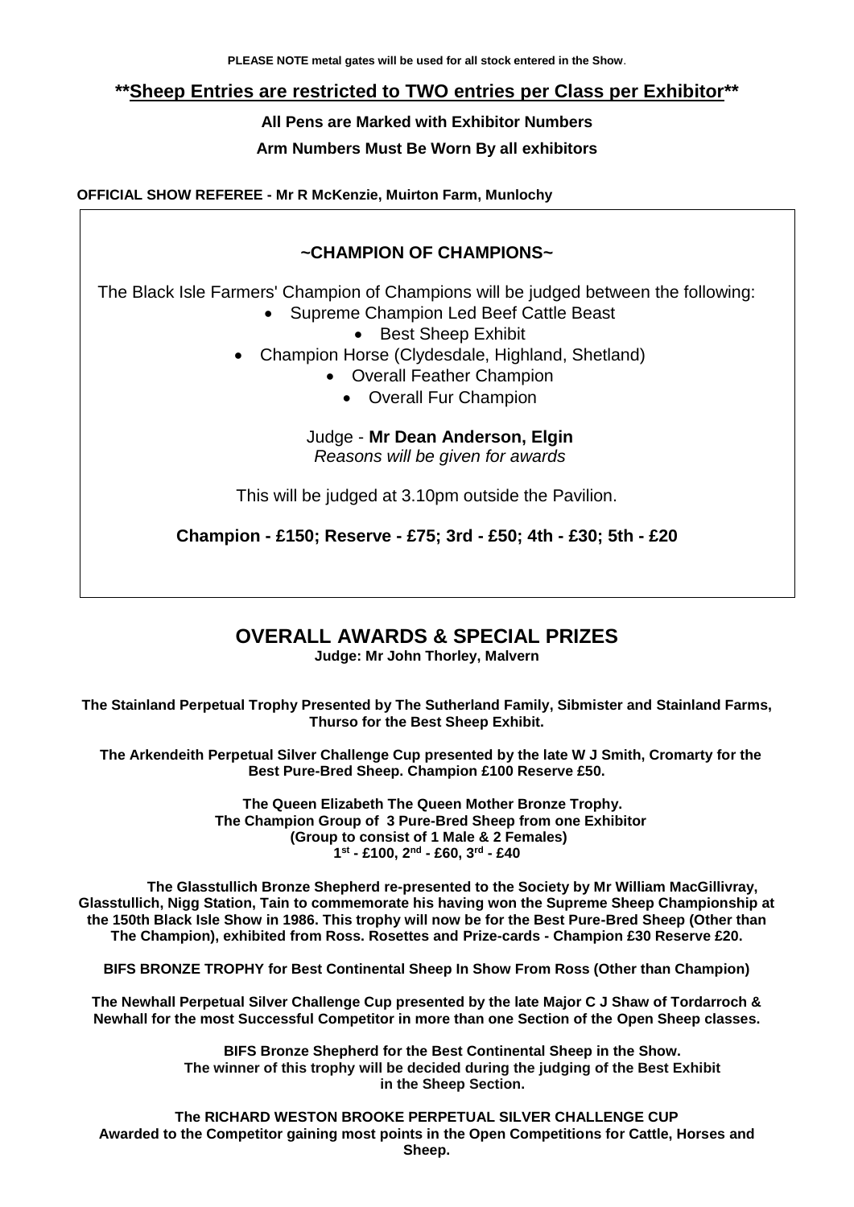**PLEASE NOTE metal gates will be used for all stock entered in the Show**.

**\*\*Sheep Entries are restricted to TWO entries per Class per Exhibitor\*\***

**All Pens are Marked with Exhibitor Numbers**

**Arm Numbers Must Be Worn By all exhibitors**

**OFFICIAL SHOW REFEREE - Mr R McKenzie, Muirton Farm, Munlochy**

## ~CHAMPION OF CHAMPIONS~

The Black Isle Farmers' Champion of Champions will be judged between the following:

- Supreme Champion Led Beef Cattle Beast
- Best Sheep Exhibit
- Champion Horse (Clydesdale, Highland, Shetland)
- Overall Feather Champion
- Overall Fur Champion

Judge - **Mr Dean Anderson, Elgin**
*Reasons will be given for awards*

This will be judged at 3.10pm outside the Pavilion.

**Champion - £150; Reserve - £75; 3rd - £50; 4th - £30; 5th - £20**

## OVERALL AWARDS & SPECIAL PRIZES

**Judge: Mr John Thorley, Malvern**

**The Stainland Perpetual Trophy Presented by The Sutherland Family, Sibmister and Stainland Farms, Thurso for the Best Sheep Exhibit.**

**The Arkendeith Perpetual Silver Challenge Cup presented by the late W J Smith, Cromarty for the Best Pure-Bred Sheep. Champion £100 Reserve £50.**

**The Queen Elizabeth The Queen Mother Bronze Trophy.**
**The Champion Group of 3 Pure-Bred Sheep from one Exhibitor**
**(Group to consist of 1 Male & 2 Females)**
**1st - £100, 2nd - £60, 3rd - £40**

**The Glasstullich Bronze Shepherd re-presented to the Society by Mr William MacGillivray, Glasstullich, Nigg Station, Tain to commemorate his having won the Supreme Sheep Championship at the 150th Black Isle Show in 1986. This trophy will now be for the Best Pure-Bred Sheep (Other than The Champion), exhibited from Ross. Rosettes and Prize-cards - Champion £30 Reserve £20.**

**BIFS BRONZE TROPHY for Best Continental Sheep In Show From Ross (Other than Champion)**

**The Newhall Perpetual Silver Challenge Cup presented by the late Major C J Shaw of Tordarroch & Newhall for the most Successful Competitor in more than one Section of the Open Sheep classes.**

**BIFS Bronze Shepherd for the Best Continental Sheep in the Show.**
**The winner of this trophy will be decided during the judging of the Best Exhibit in the Sheep Section.**

**The RICHARD WESTON BROOKE PERPETUAL SILVER CHALLENGE CUP**
**Awarded to the Competitor gaining most points in the Open Competitions for Cattle, Horses and Sheep.**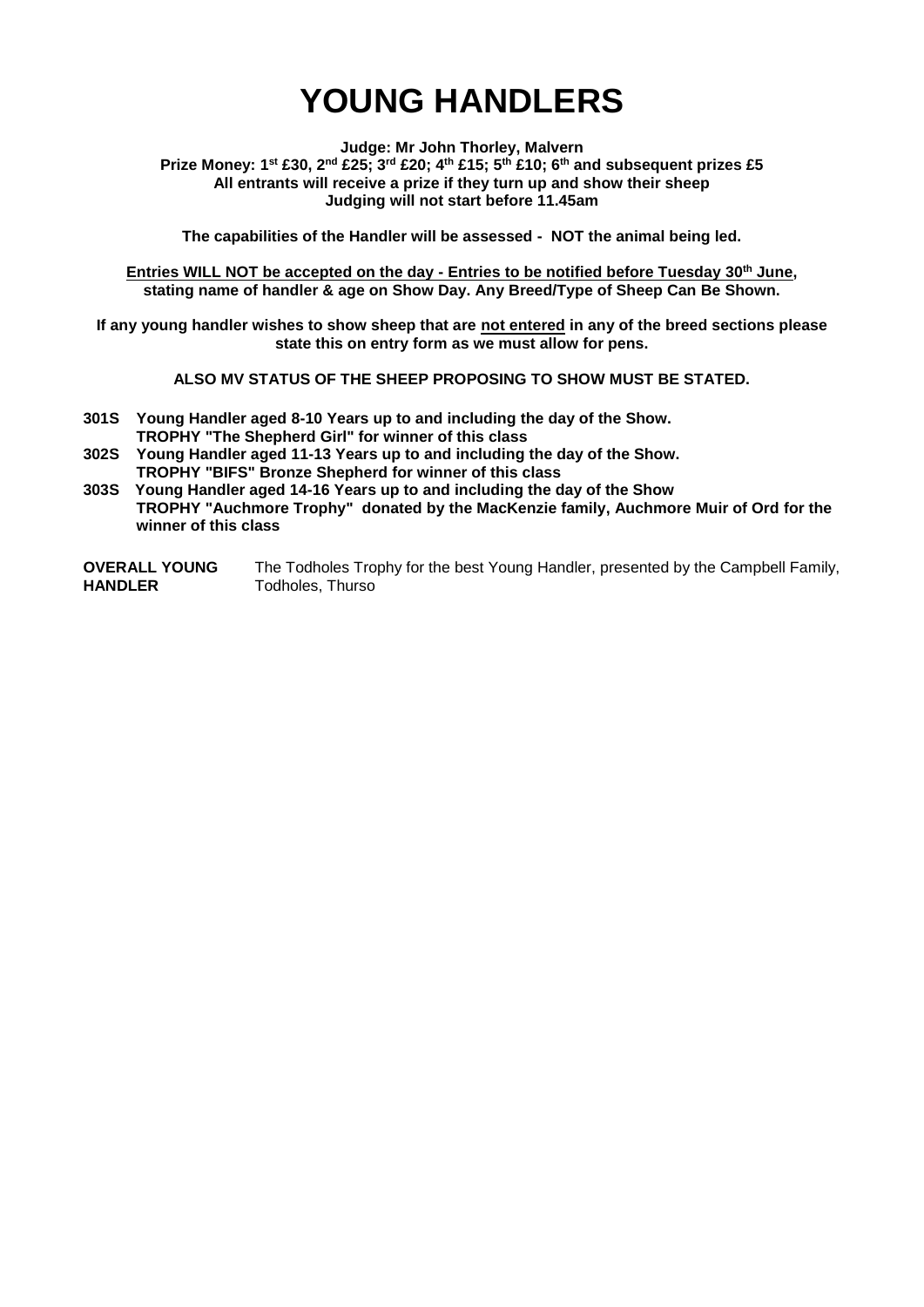# YOUNG HANDLERS

**Judge: Mr John Thorley, Malvern**
**Prize Money: 1st £30, 2nd £25; 3rd £20; 4th £15; 5th £10; 6th and subsequent prizes £5**
**All entrants will receive a prize if they turn up and show their sheep**
**Judging will not start before 11.45am**

**The capabilities of the Handler will be assessed - NOT the animal being led.**

**Entries WILL NOT be accepted on the day - Entries to be notified before Tuesday 30th June, stating name of handler & age on Show Day. Any Breed/Type of Sheep Can Be Shown.**

**If any young handler wishes to show sheep that are not entered in any of the breed sections please state this on entry form as we must allow for pens.**

**ALSO MV STATUS OF THE SHEEP PROPOSING TO SHOW MUST BE STATED.**

**301S Young Handler aged 8-10 Years up to and including the day of the Show.**
**TROPHY "The Shepherd Girl" for winner of this class**

**302S Young Handler aged 11-13 Years up to and including the day of the Show.**
**TROPHY "BIFS" Bronze Shepherd for winner of this class**

**303S Young Handler aged 14-16 Years up to and including the day of the Show**
**TROPHY "Auchmore Trophy" donated by the MacKenzie family, Auchmore Muir of Ord for the winner of this class**

**OVERALL YOUNG HANDLER** The Todholes Trophy for the best Young Handler, presented by the Campbell Family, Todholes, Thurso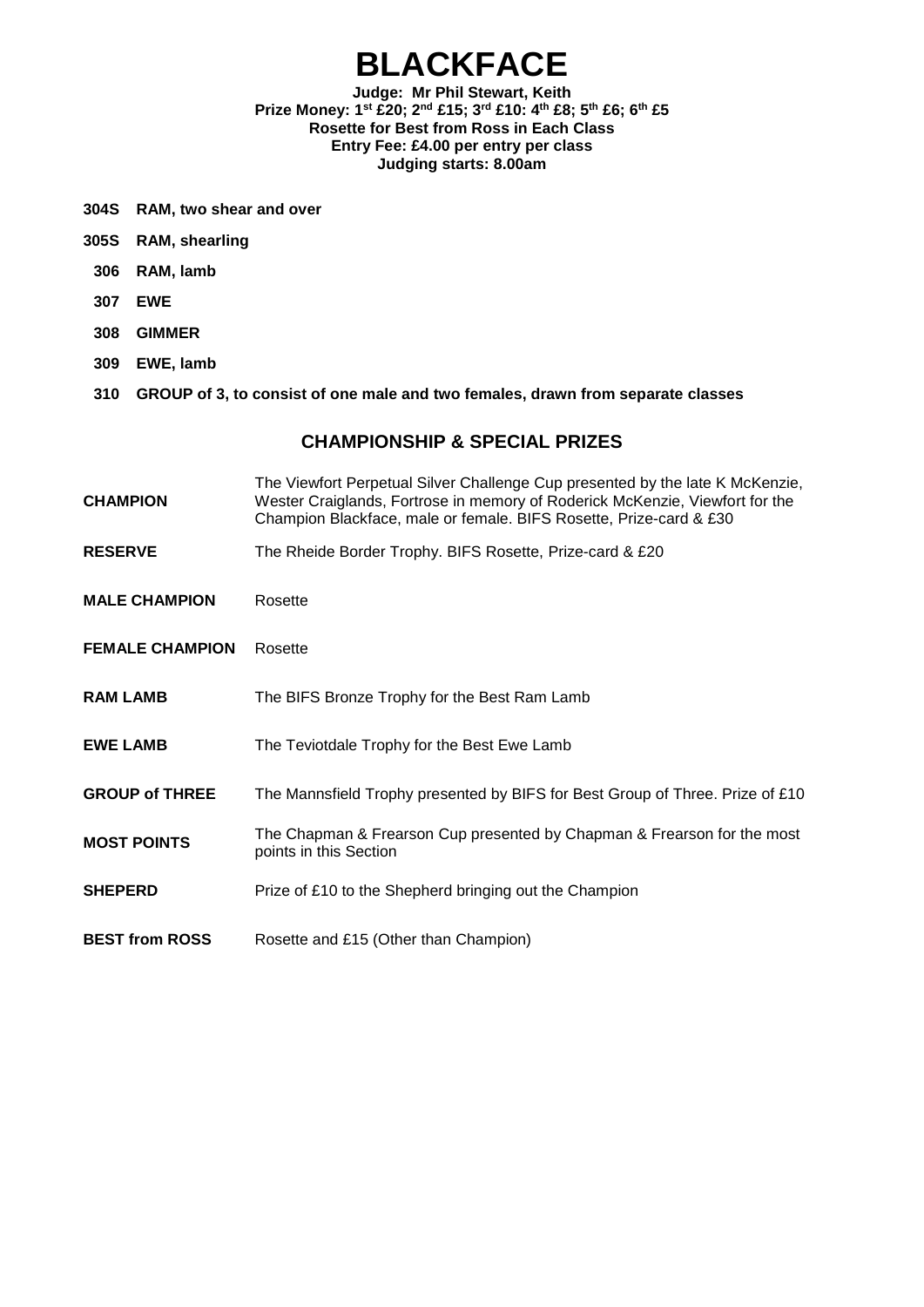# BLACKFACE

**Judge: Mr Phil Stewart, Keith**
**Prize Money: 1st £20; 2nd £15; 3rd £10: 4th £8; 5th £6; 6th £5**
**Rosette for Best from Ross in Each Class**
**Entry Fee: £4.00 per entry per class**
**Judging starts: 8.00am**

**304S RAM, two shear and over**

**305S RAM, shearling**

**306 RAM, lamb**

**307 EWE**

**308 GIMMER**

**309 EWE, lamb**

**310 GROUP of 3, to consist of one male and two females, drawn from separate classes**

## CHAMPIONSHIP & SPECIAL PRIZES

| | |
|---|---|
| **CHAMPION** | The Viewfort Perpetual Silver Challenge Cup presented by the late K McKenzie, Wester Craiglands, Fortrose in memory of Roderick McKenzie, Viewfort for the Champion Blackface, male or female. BIFS Rosette, Prize-card & £30 |
| **RESERVE** | The Rheide Border Trophy. BIFS Rosette, Prize-card & £20 |
| **MALE CHAMPION** | Rosette |
| **FEMALE CHAMPION** | Rosette |
| **RAM LAMB** | The BIFS Bronze Trophy for the Best Ram Lamb |
| **EWE LAMB** | The Teviotdale Trophy for the Best Ewe Lamb |
| **GROUP of THREE** | The Mannsfield Trophy presented by BIFS for Best Group of Three. Prize of £10 |
| **MOST POINTS** | The Chapman & Frearson Cup presented by Chapman & Frearson for the most points in this Section |
| **SHEPERD** | Prize of £10 to the Shepherd bringing out the Champion |
| **BEST from ROSS** | Rosette and £15 (Other than Champion) |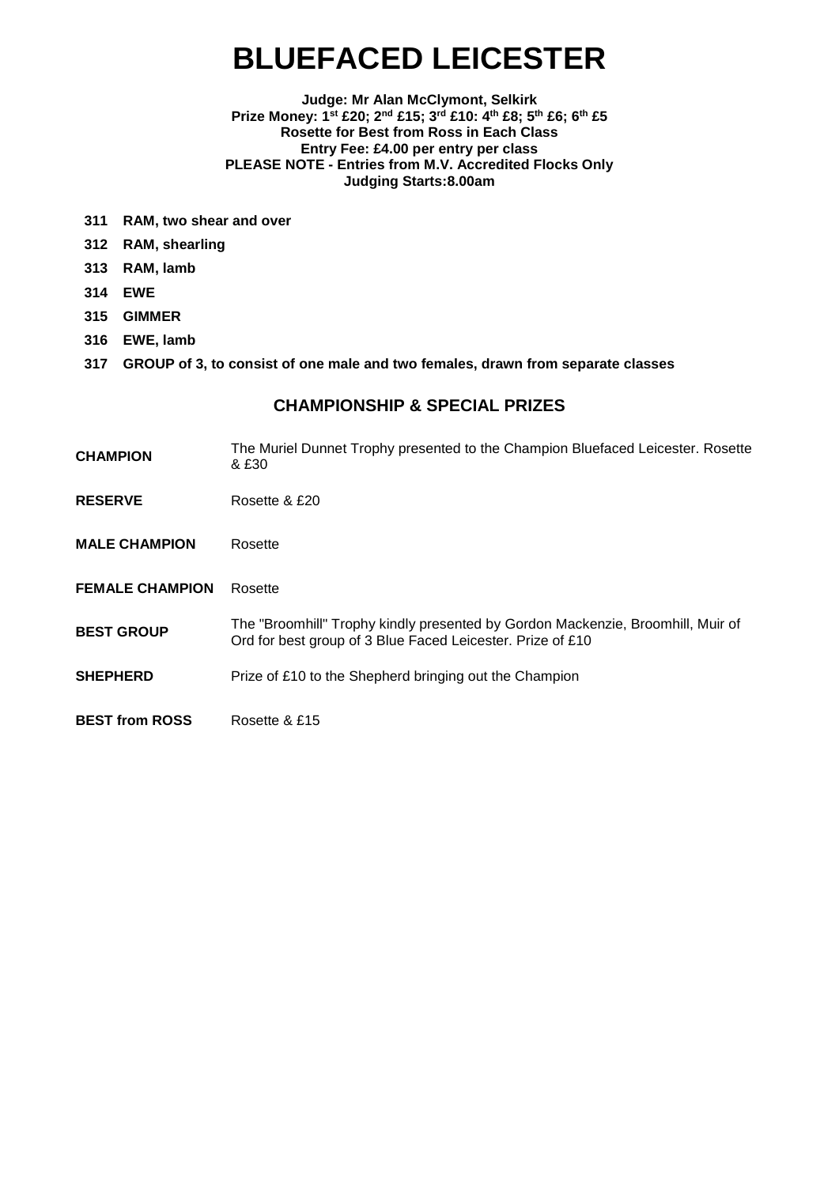# BLUEFACED LEICESTER

**Judge: Mr Alan McClymont, Selkirk**
**Prize Money: 1st £20; 2nd £15; 3rd £10: 4th £8; 5th £6; 6th £5**
**Rosette for Best from Ross in Each Class**
**Entry Fee: £4.00 per entry per class**
**PLEASE NOTE - Entries from M.V. Accredited Flocks Only**
**Judging Starts:8.00am**

**311 RAM, two shear and over**

**312 RAM, shearling**

**313 RAM, lamb**

**314 EWE**

**315 GIMMER**

**316 EWE, lamb**

**317 GROUP of 3, to consist of one male and two females, drawn from separate classes**

## CHAMPIONSHIP & SPECIAL PRIZES

| | |
|---|---|
| **CHAMPION** | The Muriel Dunnet Trophy presented to the Champion Bluefaced Leicester. Rosette & £30 |
| **RESERVE** | Rosette & £20 |
| **MALE CHAMPION** | Rosette |
| **FEMALE CHAMPION** | Rosette |
| **BEST GROUP** | The "Broomhill" Trophy kindly presented by Gordon Mackenzie, Broomhill, Muir of Ord for best group of 3 Blue Faced Leicester. Prize of £10 |
| **SHEPHERD** | Prize of £10 to the Shepherd bringing out the Champion |
| **BEST from ROSS** | Rosette & £15 |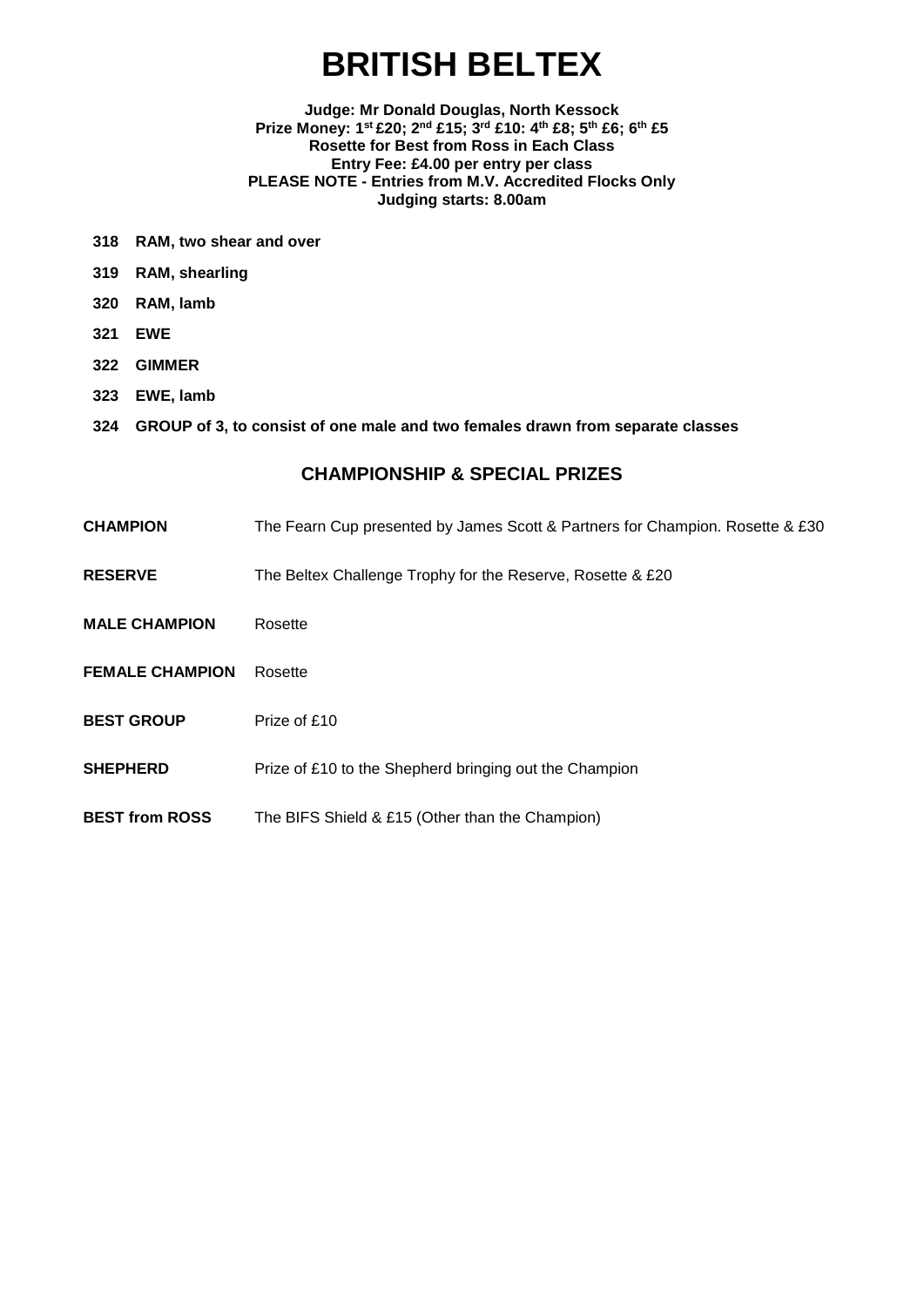# BRITISH BELTEX

**Judge: Mr Donald Douglas, North Kessock**
**Prize Money: 1st £20; 2nd £15; 3rd £10: 4th £8; 5th £6; 6th £5**
**Rosette for Best from Ross in Each Class**
**Entry Fee: £4.00 per entry per class**
**PLEASE NOTE - Entries from M.V. Accredited Flocks Only**
**Judging starts: 8.00am**

**318 RAM, two shear and over**

**319 RAM, shearling**

**320 RAM, lamb**

**321 EWE**

**322 GIMMER**

**323 EWE, lamb**

**324 GROUP of 3, to consist of one male and two females drawn from separate classes**

## CHAMPIONSHIP & SPECIAL PRIZES

**CHAMPION** The Fearn Cup presented by James Scott & Partners for Champion. Rosette & £30

**RESERVE** The Beltex Challenge Trophy for the Reserve, Rosette & £20

**MALE CHAMPION** Rosette

**FEMALE CHAMPION** Rosette

**BEST GROUP** Prize of £10

**SHEPHERD** Prize of £10 to the Shepherd bringing out the Champion

**BEST from ROSS** The BIFS Shield & £15 (Other than the Champion)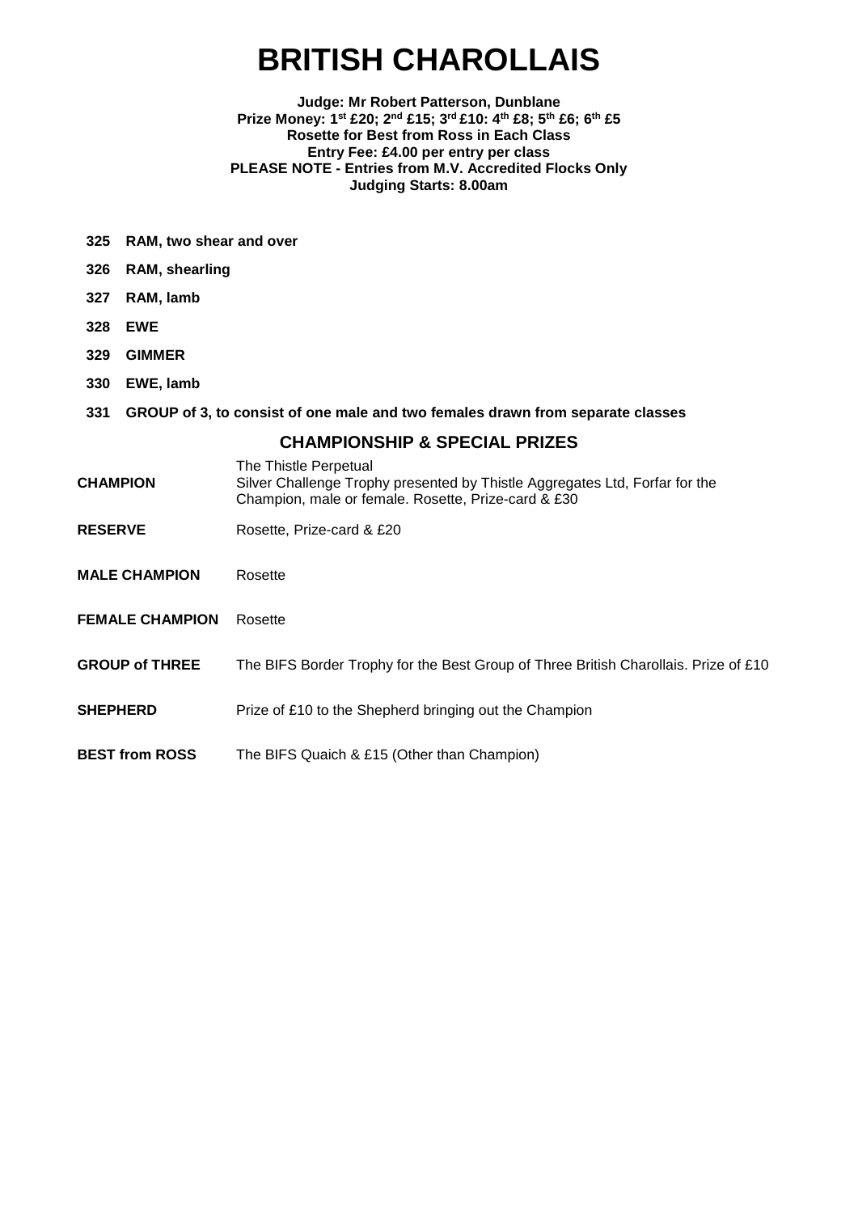# BRITISH CHAROLLAIS

**Judge: Mr Robert Patterson, Dunblane**
**Prize Money: 1st £20; 2nd £15; 3rd £10: 4th £8; 5th £6; 6th £5**
**Rosette for Best from Ross in Each Class**
**Entry Fee: £4.00 per entry per class**
**PLEASE NOTE - Entries from M.V. Accredited Flocks Only**
**Judging Starts: 8.00am**

**325 RAM, two shear and over**

**326 RAM, shearling**

**327 RAM, lamb**

**328 EWE**

**329 GIMMER**

**330 EWE, lamb**

**331 GROUP of 3, to consist of one male and two females drawn from separate classes**

## CHAMPIONSHIP & SPECIAL PRIZES

| | |
|---|---|
| **CHAMPION** | The Thistle Perpetual Silver Challenge Trophy presented by Thistle Aggregates Ltd, Forfar for the Champion, male or female. Rosette, Prize-card & £30 |
| **RESERVE** | Rosette, Prize-card & £20 |
| **MALE CHAMPION** | Rosette |
| **FEMALE CHAMPION** | Rosette |
| **GROUP of THREE** | The BIFS Border Trophy for the Best Group of Three British Charollais. Prize of £10 |
| **SHEPHERD** | Prize of £10 to the Shepherd bringing out the Champion |
| **BEST from ROSS** | The BIFS Quaich & £15 (Other than Champion) |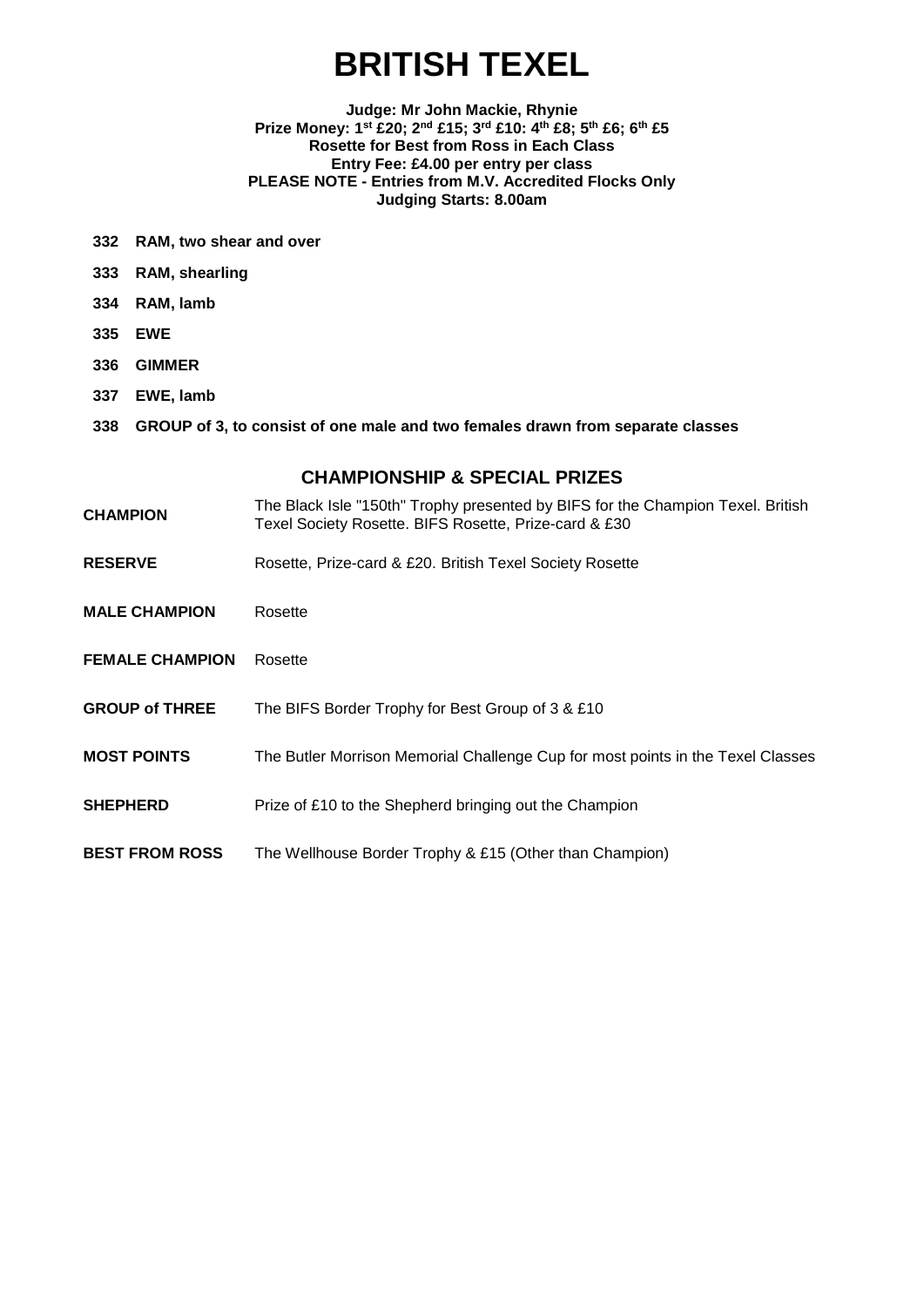# BRITISH TEXEL

**Judge: Mr John Mackie, Rhynie**
**Prize Money: 1st £20; 2nd £15; 3rd £10: 4th £8; 5th £6; 6th £5**
**Rosette for Best from Ross in Each Class**
**Entry Fee: £4.00 per entry per class**
**PLEASE NOTE - Entries from M.V. Accredited Flocks Only**
**Judging Starts: 8.00am**

**332 RAM, two shear and over**

**333 RAM, shearling**

**334 RAM, lamb**

**335 EWE**

**336 GIMMER**

**337 EWE, lamb**

**338 GROUP of 3, to consist of one male and two females drawn from separate classes**

## CHAMPIONSHIP & SPECIAL PRIZES

| | |
|---|---|
| **CHAMPION** | The Black Isle "150th" Trophy presented by BIFS for the Champion Texel. British Texel Society Rosette. BIFS Rosette, Prize-card & £30 |
| **RESERVE** | Rosette, Prize-card & £20. British Texel Society Rosette |
| **MALE CHAMPION** | Rosette |
| **FEMALE CHAMPION** | Rosette |
| **GROUP of THREE** | The BIFS Border Trophy for Best Group of 3 & £10 |
| **MOST POINTS** | The Butler Morrison Memorial Challenge Cup for most points in the Texel Classes |
| **SHEPHERD** | Prize of £10 to the Shepherd bringing out the Champion |
| **BEST FROM ROSS** | The Wellhouse Border Trophy & £15 (Other than Champion) |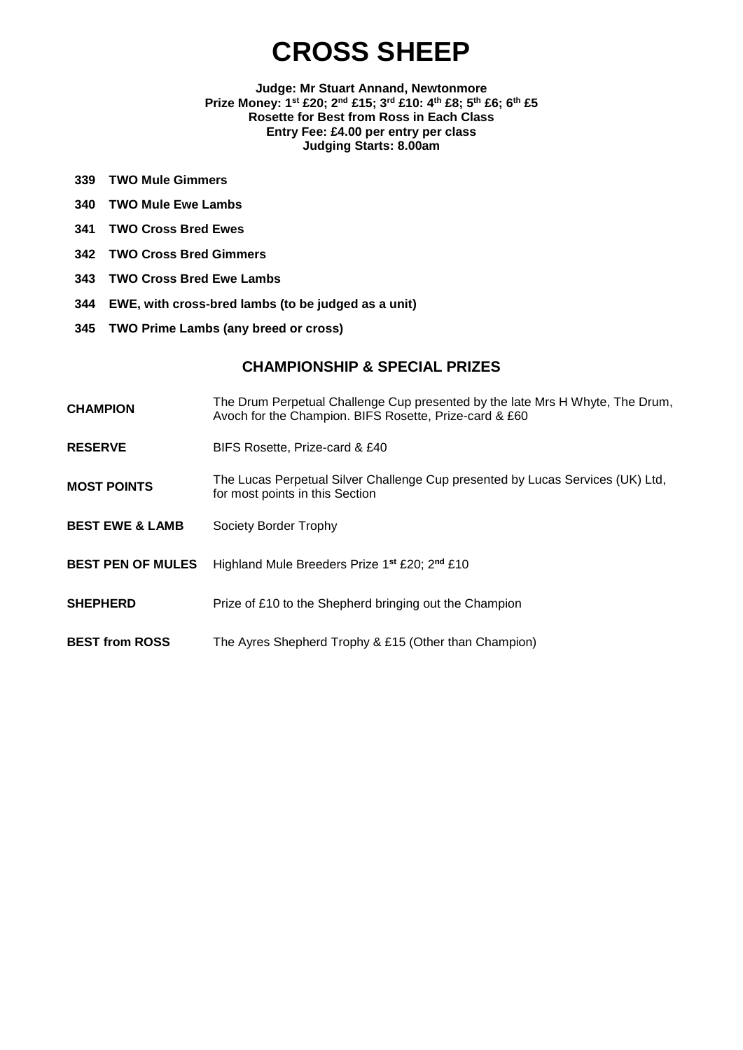# CROSS SHEEP

**Judge: Mr Stuart Annand, Newtonmore**
**Prize Money: 1st £20; 2nd £15; 3rd £10: 4th £8; 5th £6; 6th £5**
**Rosette for Best from Ross in Each Class**
**Entry Fee: £4.00 per entry per class**
**Judging Starts: 8.00am**

**339 TWO Mule Gimmers**

**340 TWO Mule Ewe Lambs**

**341 TWO Cross Bred Ewes**

**342 TWO Cross Bred Gimmers**

**343 TWO Cross Bred Ewe Lambs**

**344 EWE, with cross-bred lambs (to be judged as a unit)**

**345 TWO Prime Lambs (any breed or cross)**

## CHAMPIONSHIP & SPECIAL PRIZES

| | |
|---|---|
| **CHAMPION** | The Drum Perpetual Challenge Cup presented by the late Mrs H Whyte, The Drum, Avoch for the Champion. BIFS Rosette, Prize-card & £60 |
| **RESERVE** | BIFS Rosette, Prize-card & £40 |
| **MOST POINTS** | The Lucas Perpetual Silver Challenge Cup presented by Lucas Services (UK) Ltd, for most points in this Section |
| **BEST EWE & LAMB** | Society Border Trophy |
| **BEST PEN OF MULES** | Highland Mule Breeders Prize 1st £20; 2nd £10 |
| **SHEPHERD** | Prize of £10 to the Shepherd bringing out the Champion |
| **BEST from ROSS** | The Ayres Shepherd Trophy & £15 (Other than Champion) |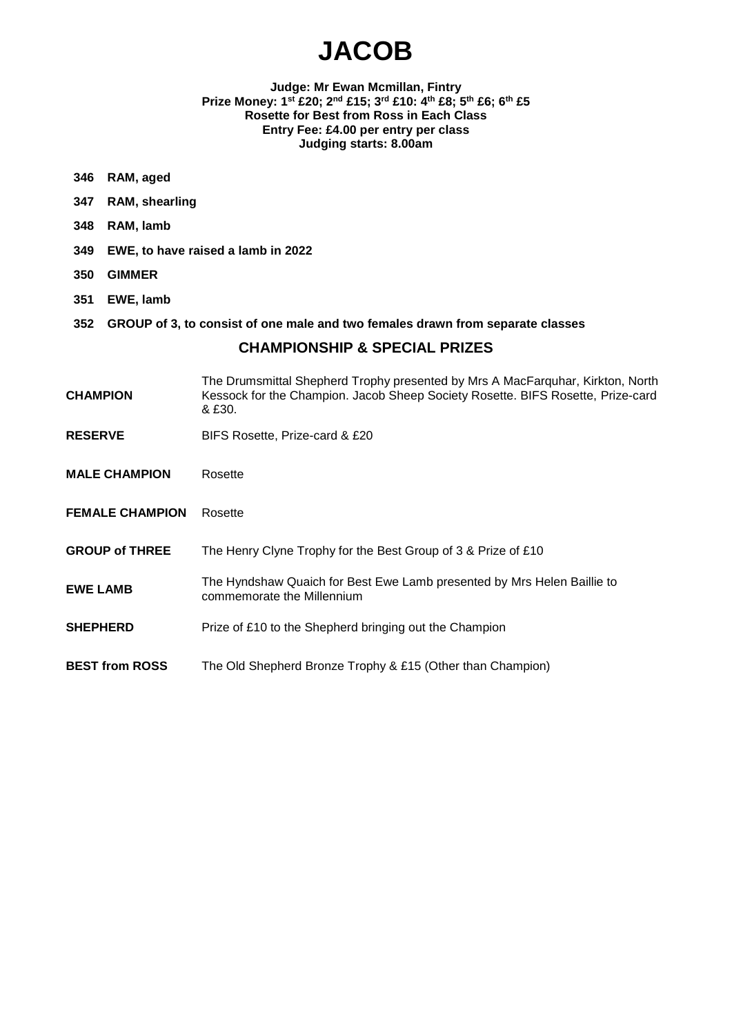# JACOB

**Judge: Mr Ewan Mcmillan, Fintry**
**Prize Money: 1st £20; 2nd £15; 3rd £10: 4th £8; 5th £6; 6th £5**
**Rosette for Best from Ross in Each Class**
**Entry Fee: £4.00 per entry per class**
**Judging starts: 8.00am**

**346 RAM, aged**

**347 RAM, shearling**

**348 RAM, lamb**

**349 EWE, to have raised a lamb in 2022**

**350 GIMMER**

**351 EWE, lamb**

**352 GROUP of 3, to consist of one male and two females drawn from separate classes**

## CHAMPIONSHIP & SPECIAL PRIZES

| | |
|---|---|
| **CHAMPION** | The Drumsmittal Shepherd Trophy presented by Mrs A MacFarquhar, Kirkton, North Kessock for the Champion. Jacob Sheep Society Rosette. BIFS Rosette, Prize-card & £30. |
| **RESERVE** | BIFS Rosette, Prize-card & £20 |
| **MALE CHAMPION** | Rosette |
| **FEMALE CHAMPION** | Rosette |
| **GROUP of THREE** | The Henry Clyne Trophy for the Best Group of 3 & Prize of £10 |
| **EWE LAMB** | The Hyndshaw Quaich for Best Ewe Lamb presented by Mrs Helen Baillie to commemorate the Millennium |
| **SHEPHERD** | Prize of £10 to the Shepherd bringing out the Champion |
| **BEST from ROSS** | The Old Shepherd Bronze Trophy & £15 (Other than Champion) |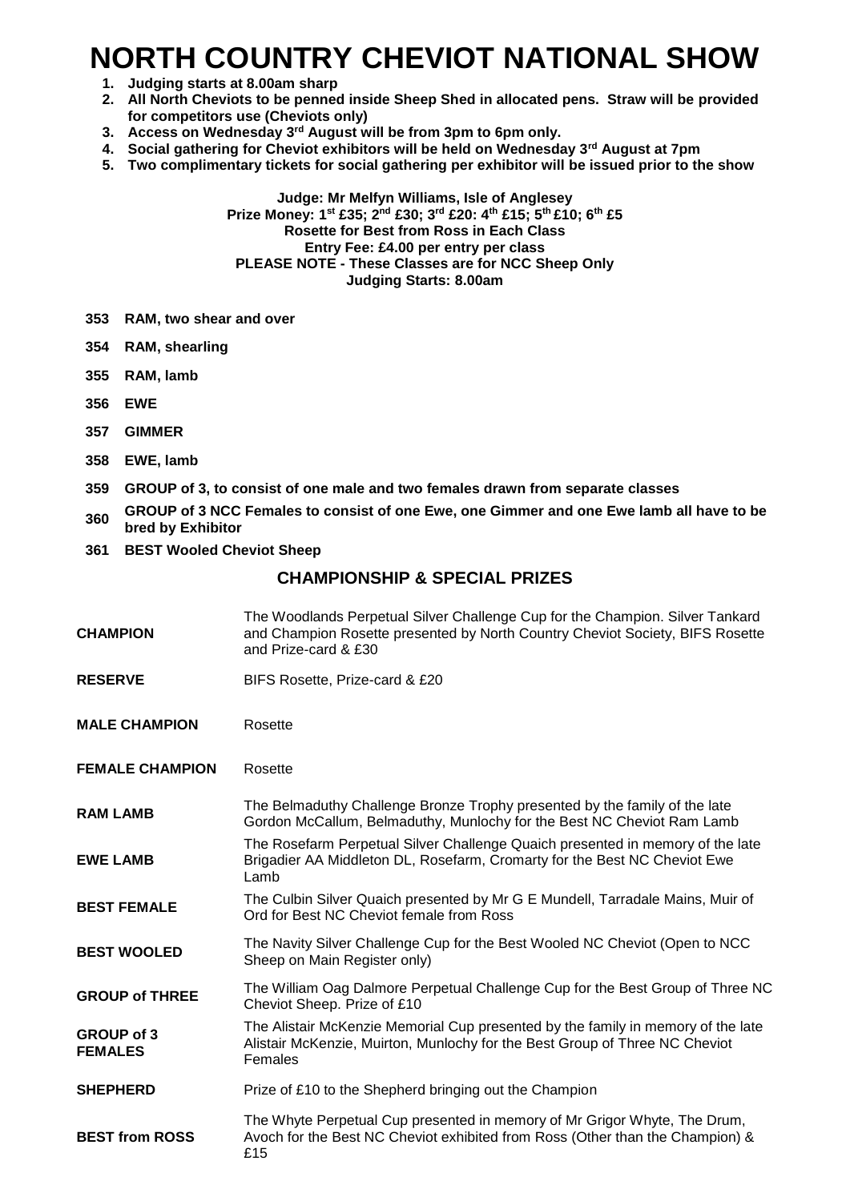# NORTH COUNTRY CHEVIOT NATIONAL SHOW

1. **Judging starts at 8.00am sharp**
2. **All North Cheviots to be penned inside Sheep Shed in allocated pens. Straw will be provided for competitors use (Cheviots only)**
3. **Access on Wednesday 3rd August will be from 3pm to 6pm only.**
4. **Social gathering for Cheviot exhibitors will be held on Wednesday 3rd August at 7pm**
5. **Two complimentary tickets for social gathering per exhibitor will be issued prior to the show**

**Judge: Mr Melfyn Williams, Isle of Anglesey**
**Prize Money: 1st £35; 2nd £30; 3rd £20: 4th £15; 5th £10; 6th £5**
**Rosette for Best from Ross in Each Class**
**Entry Fee: £4.00 per entry per class**
**PLEASE NOTE - These Classes are for NCC Sheep Only**
**Judging Starts: 8.00am**

**353 RAM, two shear and over**

**354 RAM, shearling**

**355 RAM, lamb**

**356 EWE**

**357 GIMMER**

**358 EWE, lamb**

**359 GROUP of 3, to consist of one male and two females drawn from separate classes**

**360 GROUP of 3 NCC Females to consist of one Ewe, one Gimmer and one Ewe lamb all have to be bred by Exhibitor**

**361 BEST Wooled Cheviot Sheep**

## CHAMPIONSHIP & SPECIAL PRIZES

| | |
|---|---|
| **CHAMPION** | The Woodlands Perpetual Silver Challenge Cup for the Champion. Silver Tankard and Champion Rosette presented by North Country Cheviot Society, BIFS Rosette and Prize-card & £30 |
| **RESERVE** | BIFS Rosette, Prize-card & £20 |
| **MALE CHAMPION** | Rosette |
| **FEMALE CHAMPION** | Rosette |
| **RAM LAMB** | The Belmaduthy Challenge Bronze Trophy presented by the family of the late Gordon McCallum, Belmaduthy, Munlochy for the Best NC Cheviot Ram Lamb |
| **EWE LAMB** | The Rosefarm Perpetual Silver Challenge Quaich presented in memory of the late Brigadier AA Middleton DL, Rosefarm, Cromarty for the Best NC Cheviot Ewe Lamb |
| **BEST FEMALE** | The Culbin Silver Quaich presented by Mr G E Mundell, Tarradale Mains, Muir of Ord for Best NC Cheviot female from Ross |
| **BEST WOOLED** | The Navity Silver Challenge Cup for the Best Wooled NC Cheviot (Open to NCC Sheep on Main Register only) |
| **GROUP of THREE** | The William Oag Dalmore Perpetual Challenge Cup for the Best Group of Three NC Cheviot Sheep. Prize of £10 |
| **GROUP of 3 FEMALES** | The Alistair McKenzie Memorial Cup presented by the family in memory of the late Alistair McKenzie, Muirton, Munlochy for the Best Group of Three NC Cheviot Females |
| **SHEPHERD** | Prize of £10 to the Shepherd bringing out the Champion |
| **BEST from ROSS** | The Whyte Perpetual Cup presented in memory of Mr Grigor Whyte, The Drum, Avoch for the Best NC Cheviot exhibited from Ross (Other than the Champion) & £15 |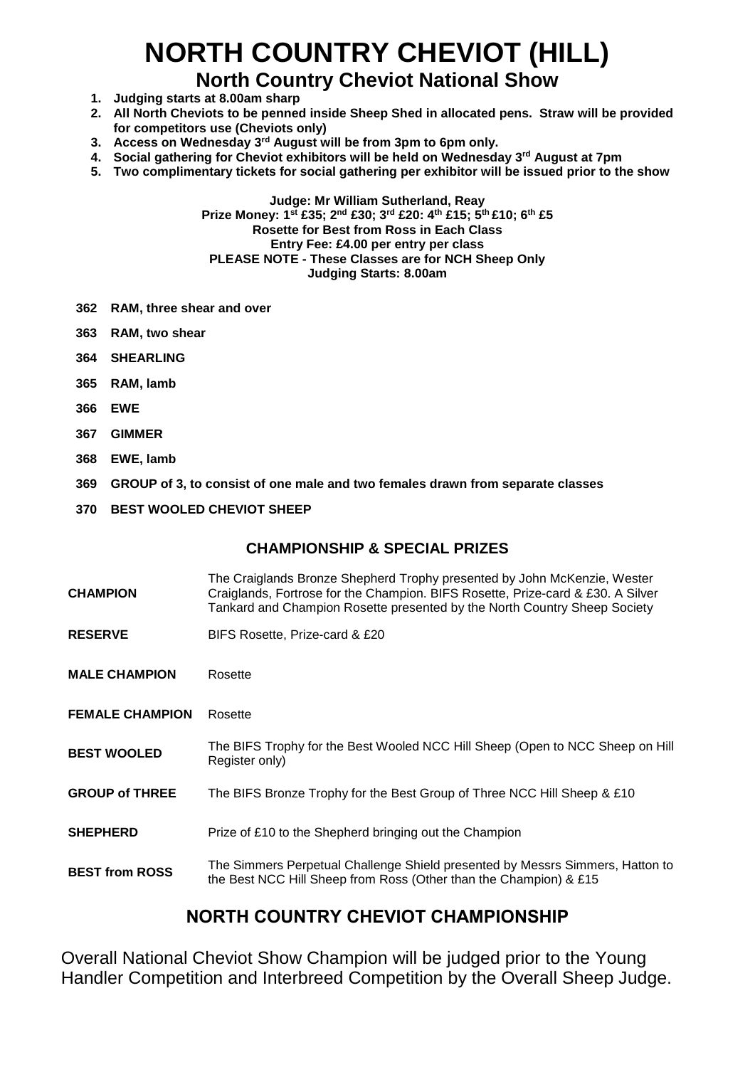# NORTH COUNTRY CHEVIOT (HILL)

## North Country Cheviot National Show

1. **Judging starts at 8.00am sharp**
2. **All North Cheviots to be penned inside Sheep Shed in allocated pens. Straw will be provided for competitors use (Cheviots only)**
3. **Access on Wednesday 3rd August will be from 3pm to 6pm only.**
4. **Social gathering for Cheviot exhibitors will be held on Wednesday 3rd August at 7pm**
5. **Two complimentary tickets for social gathering per exhibitor will be issued prior to the show**

**Judge: Mr William Sutherland, Reay**
**Prize Money: 1st £35; 2nd £30; 3rd £20: 4th £15; 5th £10; 6th £5**
**Rosette for Best from Ross in Each Class**
**Entry Fee: £4.00 per entry per class**
**PLEASE NOTE - These Classes are for NCH Sheep Only**
**Judging Starts: 8.00am**

**362 RAM, three shear and over**

**363 RAM, two shear**

**364 SHEARLING**

**365 RAM, lamb**

**366 EWE**

**367 GIMMER**

**368 EWE, lamb**

**369 GROUP of 3, to consist of one male and two females drawn from separate classes**

**370 BEST WOOLED CHEVIOT SHEEP**

### CHAMPIONSHIP & SPECIAL PRIZES

| | |
|---|---|
| **CHAMPION** | The Craiglands Bronze Shepherd Trophy presented by John McKenzie, Wester Craiglands, Fortrose for the Champion. BIFS Rosette, Prize-card & £30. A Silver Tankard and Champion Rosette presented by the North Country Sheep Society |
| **RESERVE** | BIFS Rosette, Prize-card & £20 |
| **MALE CHAMPION** | Rosette |
| **FEMALE CHAMPION** | Rosette |
| **BEST WOOLED** | The BIFS Trophy for the Best Wooled NCC Hill Sheep (Open to NCC Sheep on Hill Register only) |
| **GROUP of THREE** | The BIFS Bronze Trophy for the Best Group of Three NCC Hill Sheep & £10 |
| **SHEPHERD** | Prize of £10 to the Shepherd bringing out the Champion |
| **BEST from ROSS** | The Simmers Perpetual Challenge Shield presented by Messrs Simmers, Hatton to the Best NCC Hill Sheep from Ross (Other than the Champion) & £15 |

## NORTH COUNTRY CHEVIOT CHAMPIONSHIP

Overall National Cheviot Show Champion will be judged prior to the Young Handler Competition and Interbreed Competition by the Overall Sheep Judge.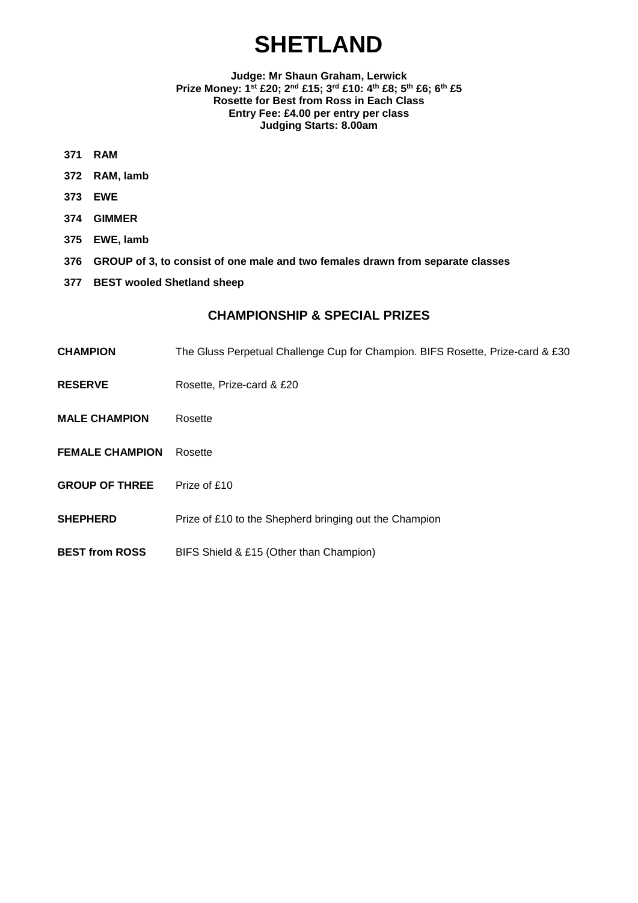# SHETLAND

**Judge: Mr Shaun Graham, Lerwick**
**Prize Money: 1st £20; 2nd £15; 3rd £10: 4th £8; 5th £6; 6th £5**
**Rosette for Best from Ross in Each Class**
**Entry Fee: £4.00 per entry per class**
**Judging Starts: 8.00am**

**371 RAM**

**372 RAM, lamb**

**373 EWE**

**374 GIMMER**

**375 EWE, lamb**

**376 GROUP of 3, to consist of one male and two females drawn from separate classes**

**377 BEST wooled Shetland sheep**

## CHAMPIONSHIP & SPECIAL PRIZES

| | |
|---|---|
| **CHAMPION** | The Gluss Perpetual Challenge Cup for Champion. BIFS Rosette, Prize-card & £30 |
| **RESERVE** | Rosette, Prize-card & £20 |
| **MALE CHAMPION** | Rosette |
| **FEMALE CHAMPION** | Rosette |
| **GROUP OF THREE** | Prize of £10 |
| **SHEPHERD** | Prize of £10 to the Shepherd bringing out the Champion |
| **BEST from ROSS** | BIFS Shield & £15 (Other than Champion) |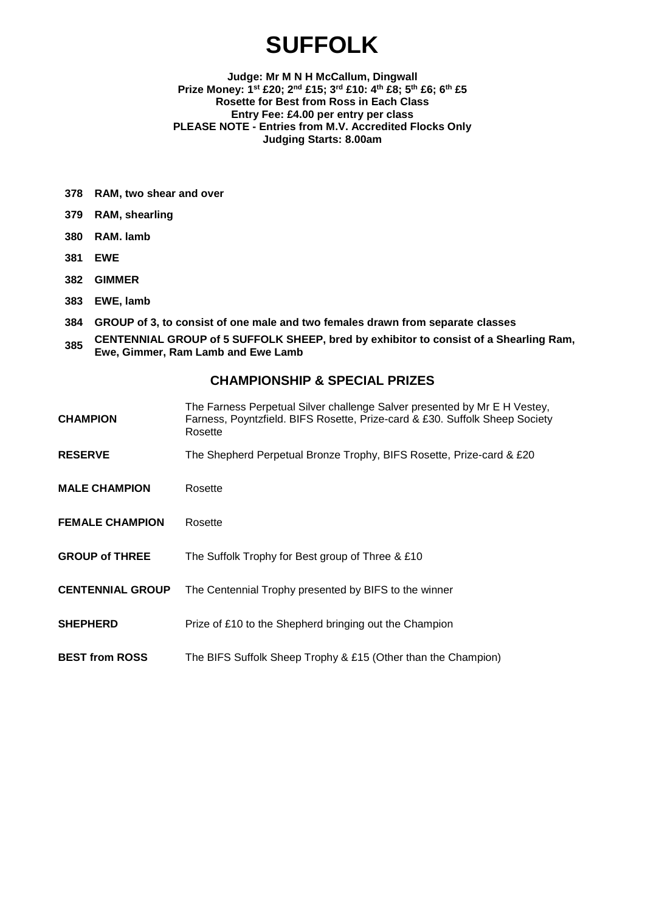# SUFFOLK

**Judge: Mr M N H McCallum, Dingwall**
**Prize Money: 1st £20; 2nd £15; 3rd £10: 4th £8; 5th £6; 6th £5**
**Rosette for Best from Ross in Each Class**
**Entry Fee: £4.00 per entry per class**
**PLEASE NOTE - Entries from M.V. Accredited Flocks Only**
**Judging Starts: 8.00am**

**378 RAM, two shear and over**

**379 RAM, shearling**

**380 RAM. lamb**

**381 EWE**

**382 GIMMER**

**383 EWE, lamb**

**384 GROUP of 3, to consist of one male and two females drawn from separate classes**

**385 CENTENNIAL GROUP of 5 SUFFOLK SHEEP, bred by exhibitor to consist of a Shearling Ram, Ewe, Gimmer, Ram Lamb and Ewe Lamb**

## CHAMPIONSHIP & SPECIAL PRIZES

| | |
|---|---|
| **CHAMPION** | The Farness Perpetual Silver challenge Salver presented by Mr E H Vestey, Farness, Poyntzfield. BIFS Rosette, Prize-card & £30. Suffolk Sheep Society Rosette |
| **RESERVE** | The Shepherd Perpetual Bronze Trophy, BIFS Rosette, Prize-card & £20 |
| **MALE CHAMPION** | Rosette |
| **FEMALE CHAMPION** | Rosette |
| **GROUP of THREE** | The Suffolk Trophy for Best group of Three & £10 |
| **CENTENNIAL GROUP** | The Centennial Trophy presented by BIFS to the winner |
| **SHEPHERD** | Prize of £10 to the Shepherd bringing out the Champion |
| **BEST from ROSS** | The BIFS Suffolk Sheep Trophy & £15 (Other than the Champion) |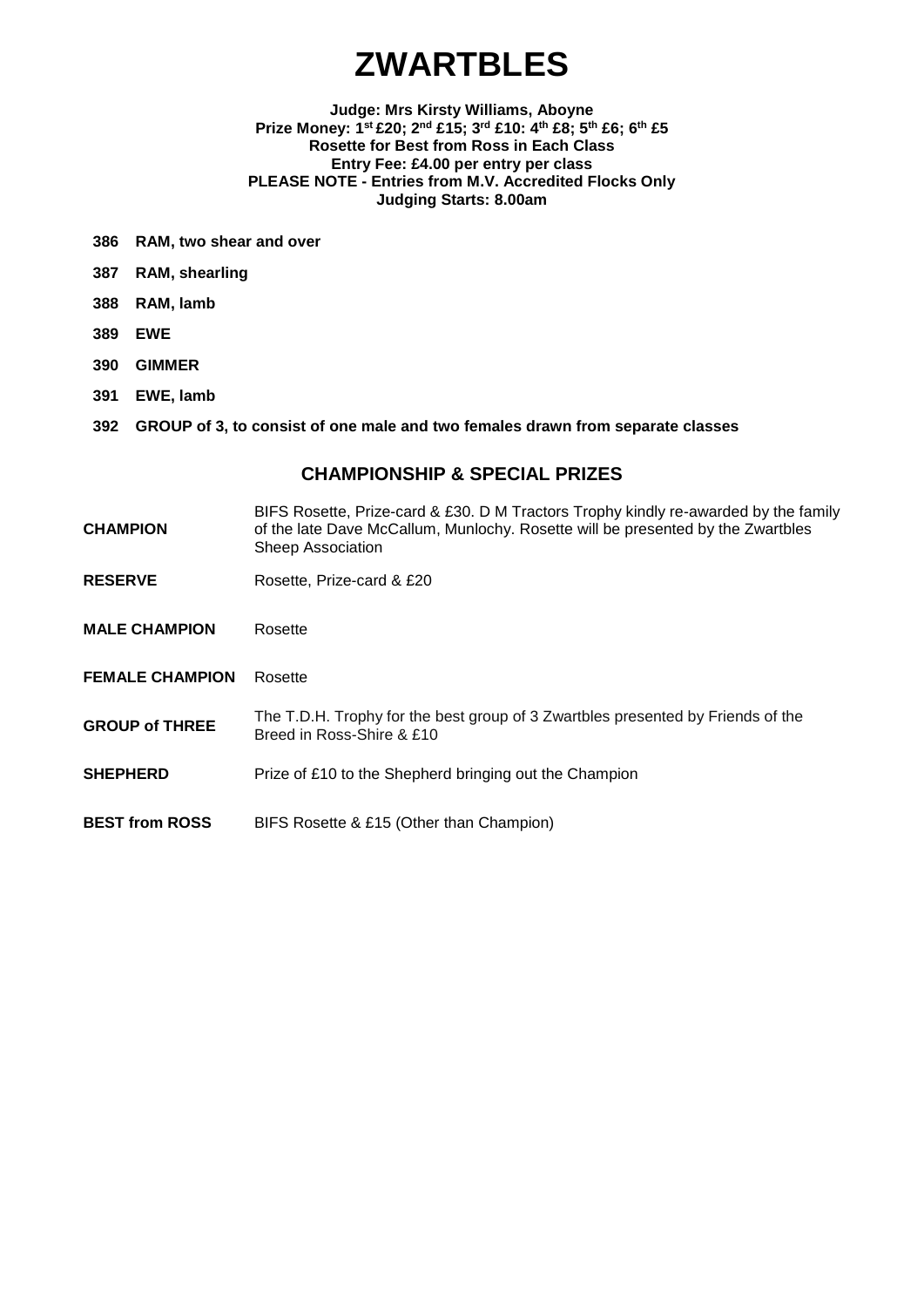# ZWARTBLES

**Judge: Mrs Kirsty Williams, Aboyne**
**Prize Money: 1st £20; 2nd £15; 3rd £10: 4th £8; 5th £6; 6th £5**
**Rosette for Best from Ross in Each Class**
**Entry Fee: £4.00 per entry per class**
**PLEASE NOTE - Entries from M.V. Accredited Flocks Only**
**Judging Starts: 8.00am**

**386 RAM, two shear and over**

**387 RAM, shearling**

**388 RAM, lamb**

**389 EWE**

**390 GIMMER**

**391 EWE, lamb**

**392 GROUP of 3, to consist of one male and two females drawn from separate classes**

## CHAMPIONSHIP & SPECIAL PRIZES

| | |
|---|---|
| **CHAMPION** | BIFS Rosette, Prize-card & £30. D M Tractors Trophy kindly re-awarded by the family of the late Dave McCallum, Munlochy. Rosette will be presented by the Zwartbles Sheep Association |
| **RESERVE** | Rosette, Prize-card & £20 |
| **MALE CHAMPION** | Rosette |
| **FEMALE CHAMPION** | Rosette |
| **GROUP of THREE** | The T.D.H. Trophy for the best group of 3 Zwartbles presented by Friends of the Breed in Ross-Shire & £10 |
| **SHEPHERD** | Prize of £10 to the Shepherd bringing out the Champion |
| **BEST from ROSS** | BIFS Rosette & £15 (Other than Champion) |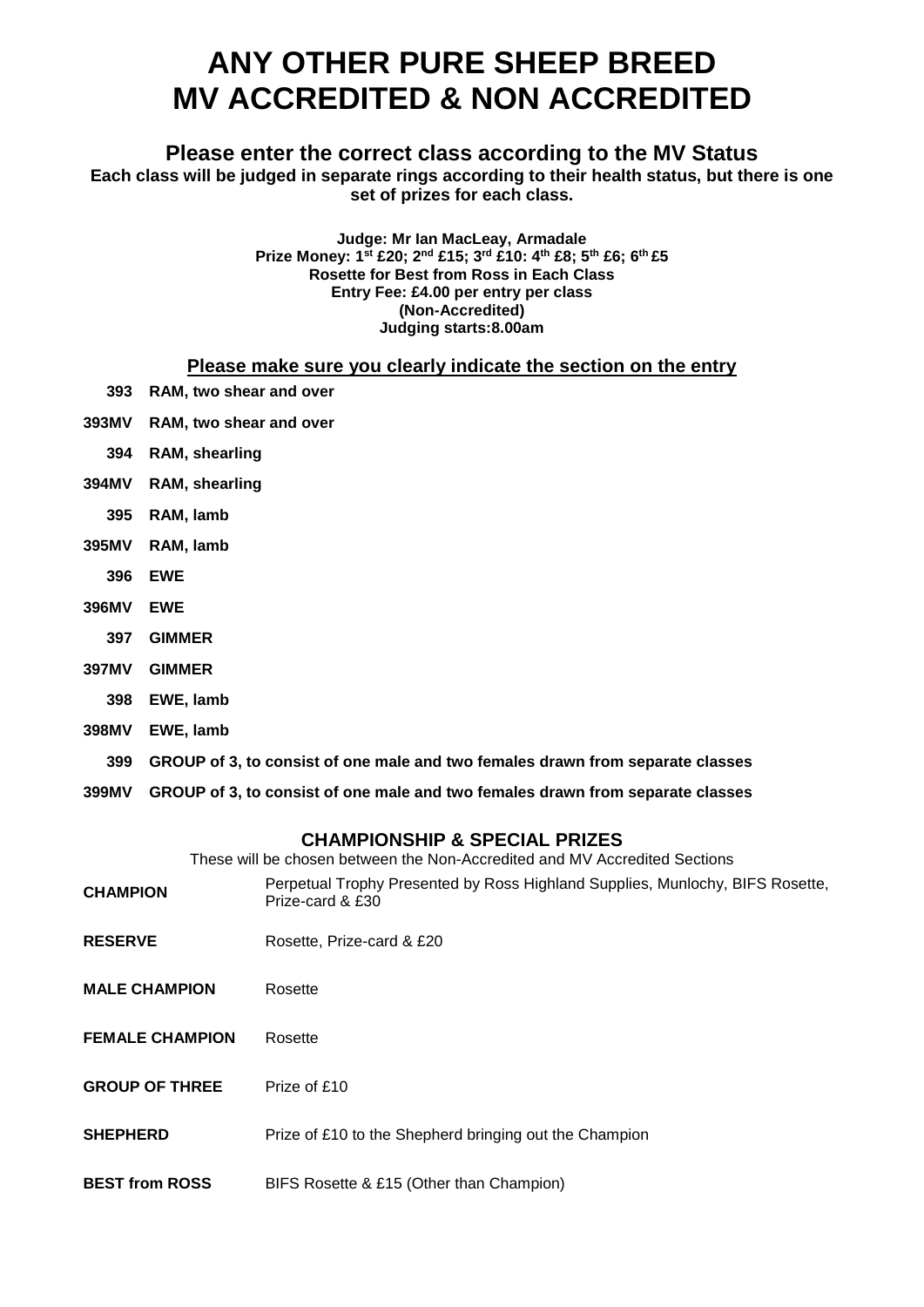# ANY OTHER PURE SHEEP BREED
# MV ACCREDITED & NON ACCREDITED

### Please enter the correct class according to the MV Status

**Each class will be judged in separate rings according to their health status, but there is one set of prizes for each class.**

**Judge: Mr Ian MacLeay, Armadale**
**Prize Money: 1st £20; 2nd £15; 3rd £10: 4th £8; 5th £6; 6th £5**
**Rosette for Best from Ross in Each Class**
**Entry Fee: £4.00 per entry per class**
**(Non-Accredited)**
**Judging starts:8.00am**

**Please make sure you clearly indicate the section on the entry**

**393** **RAM, two shear and over**

**393MV** **RAM, two shear and over**

**394** **RAM, shearling**

**394MV** **RAM, shearling**

**395** **RAM, lamb**

**395MV** **RAM, lamb**

**396** **EWE**

**396MV** **EWE**

**397** **GIMMER**

**397MV** **GIMMER**

**398** **EWE, lamb**

**398MV** **EWE, lamb**

**399** **GROUP of 3, to consist of one male and two females drawn from separate classes**

**399MV** **GROUP of 3, to consist of one male and two females drawn from separate classes**

### CHAMPIONSHIP & SPECIAL PRIZES

These will be chosen between the Non-Accredited and MV Accredited Sections

| | |
|---|---|
| **CHAMPION** | Perpetual Trophy Presented by Ross Highland Supplies, Munlochy, BIFS Rosette, Prize-card & £30 |
| **RESERVE** | Rosette, Prize-card & £20 |
| **MALE CHAMPION** | Rosette |
| **FEMALE CHAMPION** | Rosette |
| **GROUP OF THREE** | Prize of £10 |
| **SHEPHERD** | Prize of £10 to the Shepherd bringing out the Champion |
| **BEST from ROSS** | BIFS Rosette & £15 (Other than Champion) |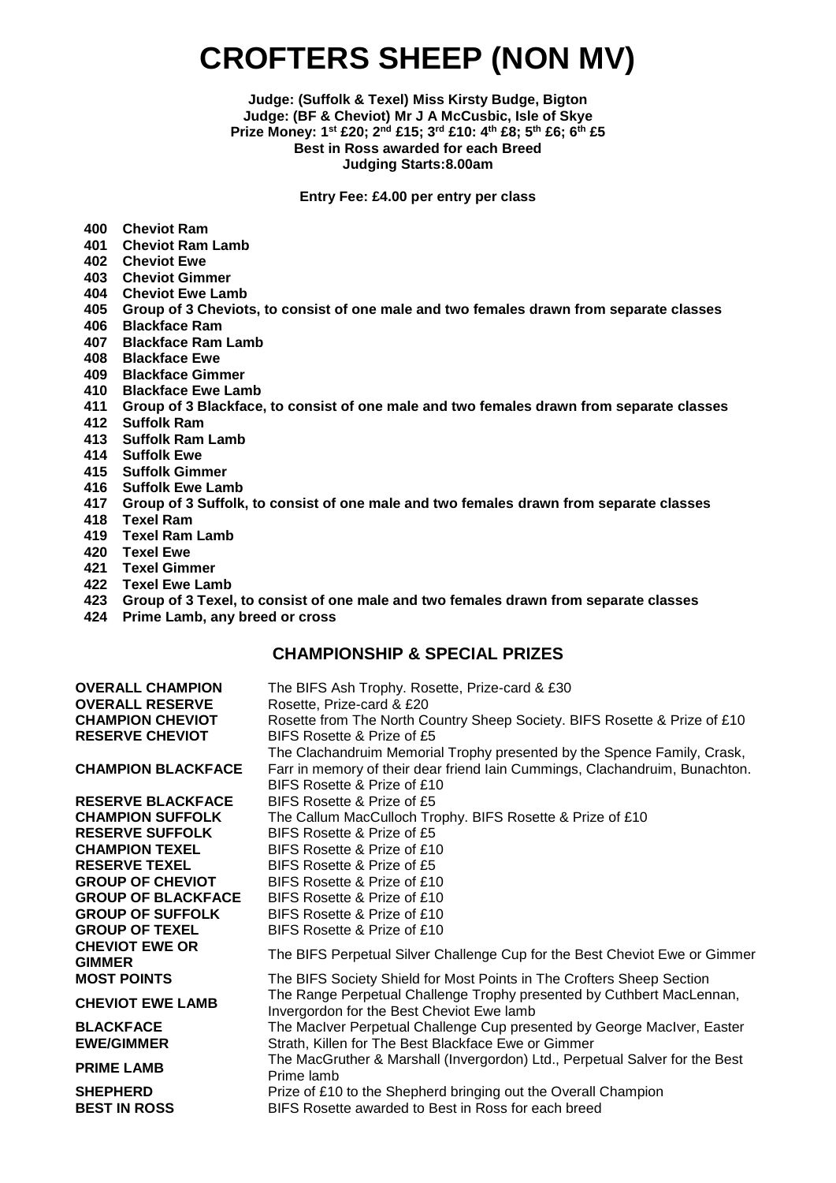# CROFTERS SHEEP (NON MV)

**Judge: (Suffolk & Texel) Miss Kirsty Budge, Bigton**
**Judge: (BF & Cheviot) Mr J A McCusbic, Isle of Skye**
**Prize Money: 1st £20; 2nd £15; 3rd £10: 4th £8; 5th £6; 6th £5**
**Best in Ross awarded for each Breed**
**Judging Starts:8.00am**

**Entry Fee: £4.00 per entry per class**

- **400 Cheviot Ram**
- **401 Cheviot Ram Lamb**
- **402 Cheviot Ewe**
- **403 Cheviot Gimmer**
- **404 Cheviot Ewe Lamb**
- **405 Group of 3 Cheviots, to consist of one male and two females drawn from separate classes**
- **406 Blackface Ram**
- **407 Blackface Ram Lamb**
- **408 Blackface Ewe**
- **409 Blackface Gimmer**
- **410 Blackface Ewe Lamb**
- **411 Group of 3 Blackface, to consist of one male and two females drawn from separate classes**
- **412 Suffolk Ram**
- **413 Suffolk Ram Lamb**
- **414 Suffolk Ewe**
- **415 Suffolk Gimmer**
- **416 Suffolk Ewe Lamb**
- **417 Group of 3 Suffolk, to consist of one male and two females drawn from separate classes**
- **418 Texel Ram**
- **419 Texel Ram Lamb**
- **420 Texel Ewe**
- **421 Texel Gimmer**
- **422 Texel Ewe Lamb**
- **423 Group of 3 Texel, to consist of one male and two females drawn from separate classes**
- **424 Prime Lamb, any breed or cross**

## CHAMPIONSHIP & SPECIAL PRIZES

| | |
|---|---|
| **OVERALL CHAMPION** | The BIFS Ash Trophy. Rosette, Prize-card & £30 |
| **OVERALL RESERVE** | Rosette, Prize-card & £20 |
| **CHAMPION CHEVIOT** | Rosette from The North Country Sheep Society. BIFS Rosette & Prize of £10 |
| **RESERVE CHEVIOT** | BIFS Rosette & Prize of £5 |
| **CHAMPION BLACKFACE** | The Clachandruim Memorial Trophy presented by the Spence Family, Crask, Farr in memory of their dear friend Iain Cummings, Clachandruim, Bunachton. BIFS Rosette & Prize of £10 |
| **RESERVE BLACKFACE** | BIFS Rosette & Prize of £5 |
| **CHAMPION SUFFOLK** | The Callum MacCulloch Trophy. BIFS Rosette & Prize of £10 |
| **RESERVE SUFFOLK** | BIFS Rosette & Prize of £5 |
| **CHAMPION TEXEL** | BIFS Rosette & Prize of £10 |
| **RESERVE TEXEL** | BIFS Rosette & Prize of £5 |
| **GROUP OF CHEVIOT** | BIFS Rosette & Prize of £10 |
| **GROUP OF BLACKFACE** | BIFS Rosette & Prize of £10 |
| **GROUP OF SUFFOLK** | BIFS Rosette & Prize of £10 |
| **GROUP OF TEXEL** | BIFS Rosette & Prize of £10 |
| **CHEVIOT EWE OR GIMMER** | The BIFS Perpetual Silver Challenge Cup for the Best Cheviot Ewe or Gimmer |
| **MOST POINTS** | The BIFS Society Shield for Most Points in The Crofters Sheep Section |
| **CHEVIOT EWE LAMB** | The Range Perpetual Challenge Trophy presented by Cuthbert MacLennan, Invergordon for the Best Cheviot Ewe lamb |
| **BLACKFACE EWE/GIMMER** | The MacIver Perpetual Challenge Cup presented by George MacIver, Easter Strath, Killen for The Best Blackface Ewe or Gimmer |
| **PRIME LAMB** | The MacGruther & Marshall (Invergordon) Ltd., Perpetual Salver for the Best Prime lamb |
| **SHEPHERD** | Prize of £10 to the Shepherd bringing out the Overall Champion |
| **BEST IN ROSS** | BIFS Rosette awarded to Best in Ross for each breed |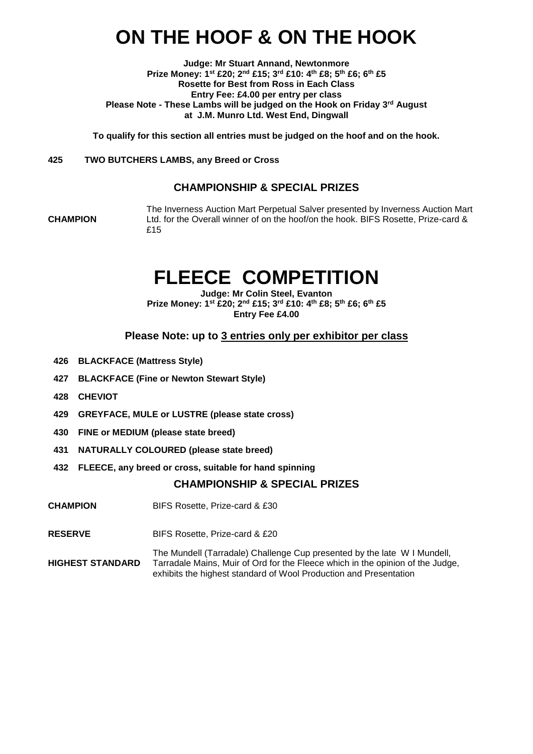# ON THE HOOF & ON THE HOOK

**Judge: Mr Stuart Annand, Newtonmore**
**Prize Money: 1st £20; 2nd £15; 3rd £10: 4th £8; 5th £6; 6th £5**
**Rosette for Best from Ross in Each Class**
**Entry Fee: £4.00 per entry per class**
**Please Note - These Lambs will be judged on the Hook on Friday 3rd August at J.M. Munro Ltd. West End, Dingwall**

**To qualify for this section all entries must be judged on the hoof and on the hook.**

**425 TWO BUTCHERS LAMBS, any Breed or Cross**

### CHAMPIONSHIP & SPECIAL PRIZES

| | |
|---|---|
| **CHAMPION** | The Inverness Auction Mart Perpetual Salver presented by Inverness Auction Mart Ltd. for the Overall winner of on the hoof/on the hook. BIFS Rosette, Prize-card & £15 |

# FLEECE COMPETITION

**Judge: Mr Colin Steel, Evanton**
**Prize Money: 1st £20; 2nd £15; 3rd £10: 4th £8; 5th £6; 6th £5**
**Entry Fee £4.00**

### Please Note: up to 3 entries only per exhibitor per class

**426 BLACKFACE (Mattress Style)**

**427 BLACKFACE (Fine or Newton Stewart Style)**

**428 CHEVIOT**

**429 GREYFACE, MULE or LUSTRE (please state cross)**

**430 FINE or MEDIUM (please state breed)**

**431 NATURALLY COLOURED (please state breed)**

**432 FLEECE, any breed or cross, suitable for hand spinning**

### CHAMPIONSHIP & SPECIAL PRIZES

| | |
|---|---|
| **CHAMPION** | BIFS Rosette, Prize-card & £30 |
| **RESERVE** | BIFS Rosette, Prize-card & £20 |
| **HIGHEST STANDARD** | The Mundell (Tarradale) Challenge Cup presented by the late W I Mundell, Tarradale Mains, Muir of Ord for the Fleece which in the opinion of the Judge, exhibits the highest standard of Wool Production and Presentation |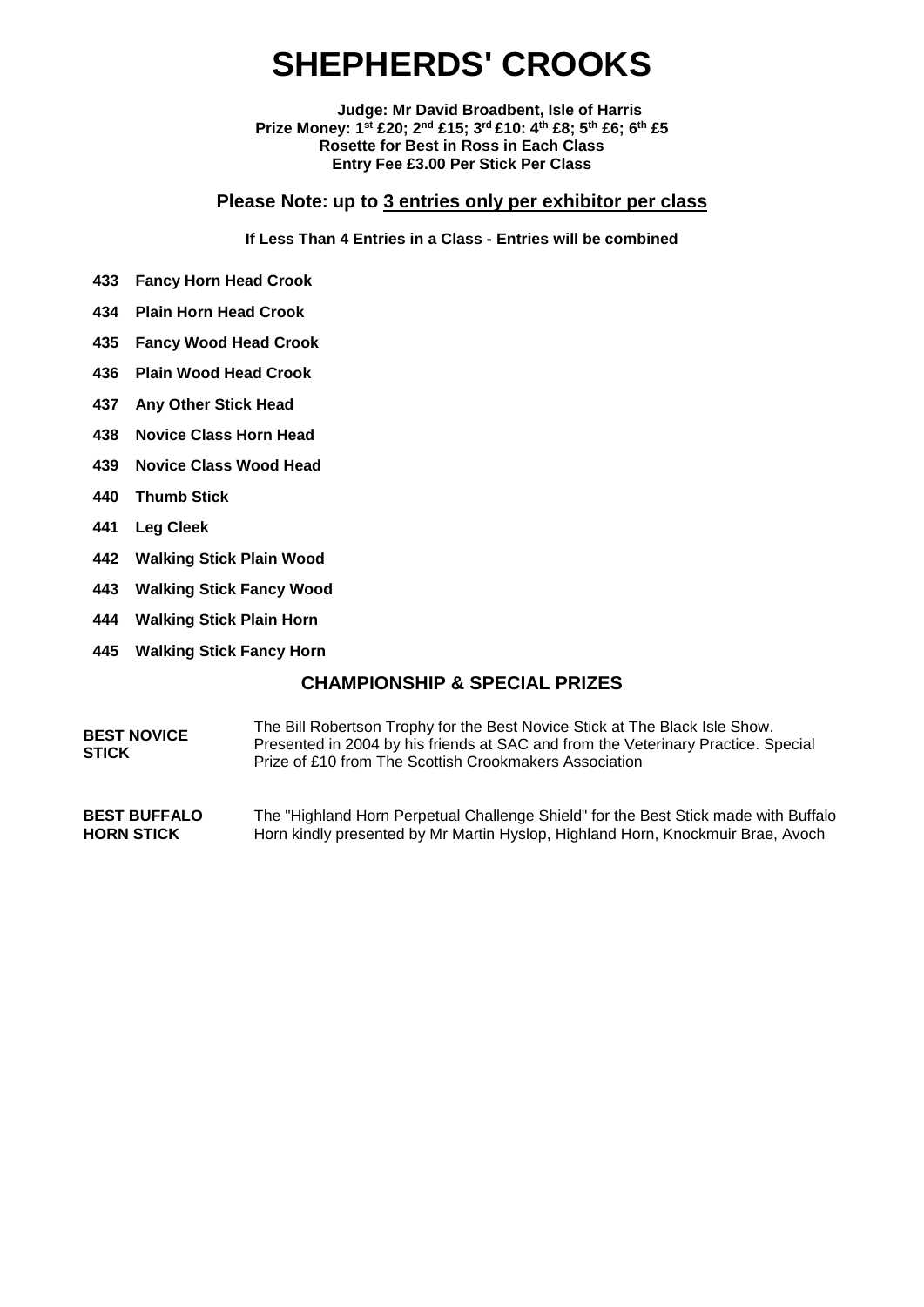# SHEPHERDS' CROOKS

**Judge: Mr David Broadbent, Isle of Harris**
**Prize Money: 1st £20; 2nd £15; 3rd £10: 4th £8; 5th £6; 6th £5**
**Rosette for Best in Ross in Each Class**
**Entry Fee £3.00 Per Stick Per Class**

### Please Note: up to <u>3 entries only per exhibitor per class</u>

**If Less Than 4 Entries in a Class - Entries will be combined**

- **433 Fancy Horn Head Crook**
- **434 Plain Horn Head Crook**
- **435 Fancy Wood Head Crook**
- **436 Plain Wood Head Crook**
- **437 Any Other Stick Head**
- **438 Novice Class Horn Head**
- **439 Novice Class Wood Head**
- **440 Thumb Stick**
- **441 Leg Cleek**
- **442 Walking Stick Plain Wood**
- **443 Walking Stick Fancy Wood**
- **444 Walking Stick Plain Horn**
- **445 Walking Stick Fancy Horn**

## CHAMPIONSHIP & SPECIAL PRIZES

| | |
|---|---|
| **BEST NOVICE STICK** | The Bill Robertson Trophy for the Best Novice Stick at The Black Isle Show. Presented in 2004 by his friends at SAC and from the Veterinary Practice. Special Prize of £10 from The Scottish Crookmakers Association |
| **BEST BUFFALO HORN STICK** | The "Highland Horn Perpetual Challenge Shield" for the Best Stick made with Buffalo Horn kindly presented by Mr Martin Hyslop, Highland Horn, Knockmuir Brae, Avoch |